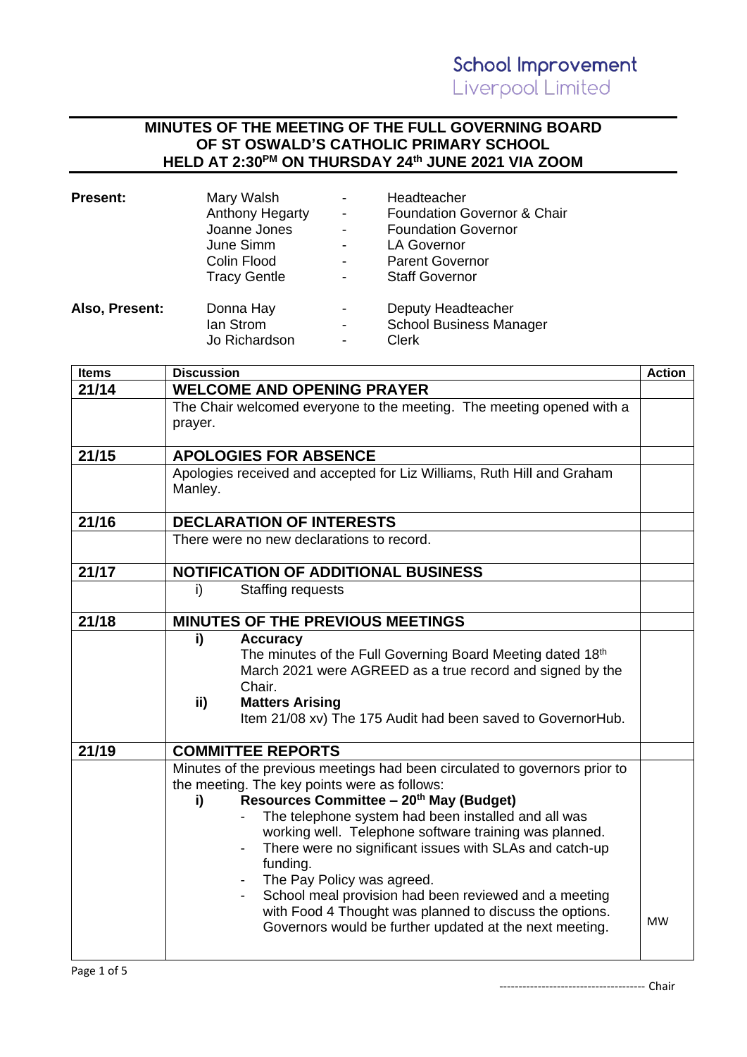School Improvement
Liverpool Limited

# MINUTES OF THE MEETING OF THE FULL GOVERNING BOARD OF ST OSWALD'S CATHOLIC PRIMARY SCHOOL HELD AT 2:30PM ON THURSDAY 24th JUNE 2021 VIA ZOOM

| | | | |
|---|---|---|---|
| **Present:** | Mary Walsh | - | Headteacher |
| | Anthony Hegarty | - | Foundation Governor & Chair |
| | Joanne Jones | - | Foundation Governor |
| | June Simm | - | LA Governor |
| | Colin Flood | - | Parent Governor |
| | Tracy Gentle | - | Staff Governor |
| **Also, Present:** | Donna Hay | - | Deputy Headteacher |
| | Ian Strom | - | School Business Manager |
| | Jo Richardson | - | Clerk |

| Items | Discussion | Action |
|---|---|---|
| **21/14** | **WELCOME AND OPENING PRAYER** | |
| | The Chair welcomed everyone to the meeting. The meeting opened with a prayer. | |
| **21/15** | **APOLOGIES FOR ABSENCE** | |
| | Apologies received and accepted for Liz Williams, Ruth Hill and Graham Manley. | |
| **21/16** | **DECLARATION OF INTERESTS** | |
| | There were no new declarations to record. | |
| **21/17** | **NOTIFICATION OF ADDITIONAL BUSINESS** | |
| | i) Staffing requests | |
| **21/18** | **MINUTES OF THE PREVIOUS MEETINGS** | |
| | **i) Accuracy**<br>The minutes of the Full Governing Board Meeting dated 18th March 2021 were AGREED as a true record and signed by the Chair.<br>**ii) Matters Arising**<br>Item 21/08 xv) The 175 Audit had been saved to GovernorHub. | |
| **21/19** | **COMMITTEE REPORTS** | |
| | Minutes of the previous meetings had been circulated to governors prior to the meeting. The key points were as follows:<br>**i) Resources Committee – 20th May (Budget)**<br>- The telephone system had been installed and all was working well. Telephone software training was planned.<br>- There were no significant issues with SLAs and catch-up funding.<br>- The Pay Policy was agreed.<br>- School meal provision had been reviewed and a meeting with Food 4 Thought was planned to discuss the options. Governors would be further updated at the next meeting. | MW |

------------------------------------- Chair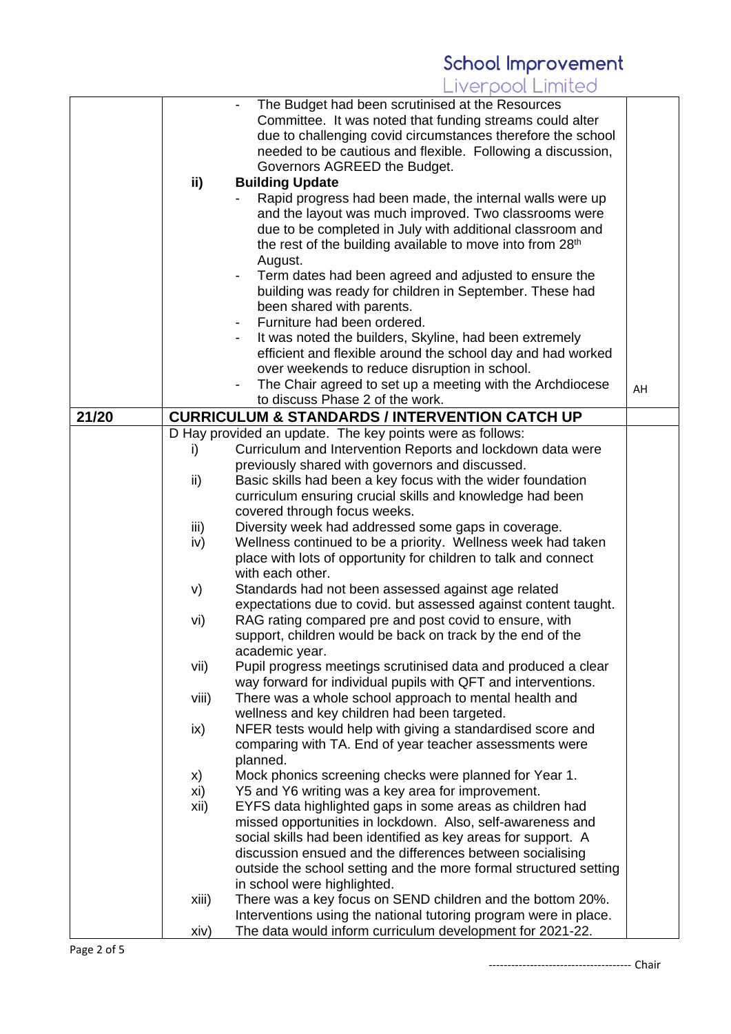| | | |
|---|---|---|
| | - The Budget had been scrutinised at the Resources Committee. It was noted that funding streams could alter due to challenging covid circumstances therefore the school needed to be cautious and flexible. Following a discussion, Governors AGREED the Budget.<br>**ii) Building Update**<br>- Rapid progress had been made, the internal walls were up and the layout was much improved. Two classrooms were due to be completed in July with additional classroom and the rest of the building available to move into from 28th August.<br>- Term dates had been agreed and adjusted to ensure the building was ready for children in September. These had been shared with parents.<br>- Furniture had been ordered.<br>- It was noted the builders, Skyline, had been extremely efficient and flexible around the school day and had worked over weekends to reduce disruption in school.<br>- The Chair agreed to set up a meeting with the Archdiocese to discuss Phase 2 of the work. | AH |
| **21/20** | **CURRICULUM & STANDARDS / INTERVENTION CATCH UP** | |
| | D Hay provided an update. The key points were as follows:<br>i) Curriculum and Intervention Reports and lockdown data were previously shared with governors and discussed.<br>ii) Basic skills had been a key focus with the wider foundation curriculum ensuring crucial skills and knowledge had been covered through focus weeks.<br>iii) Diversity week had addressed some gaps in coverage.<br>iv) Wellness continued to be a priority. Wellness week had taken place with lots of opportunity for children to talk and connect with each other.<br>v) Standards had not been assessed against age related expectations due to covid. but assessed against content taught.<br>vi) RAG rating compared pre and post covid to ensure, with support, children would be back on track by the end of the academic year.<br>vii) Pupil progress meetings scrutinised data and produced a clear way forward for individual pupils with QFT and interventions.<br>viii) There was a whole school approach to mental health and wellness and key children had been targeted.<br>ix) NFER tests would help with giving a standardised score and comparing with TA. End of year teacher assessments were planned.<br>x) Mock phonics screening checks were planned for Year 1.<br>xi) Y5 and Y6 writing was a key area for improvement.<br>xii) EYFS data highlighted gaps in some areas as children had missed opportunities in lockdown. Also, self-awareness and social skills had been identified as key areas for support. A discussion ensued and the differences between socialising outside the school setting and the more formal structured setting in school were highlighted.<br>xiii) There was a key focus on SEND children and the bottom 20%. Interventions using the national tutoring program were in place.<br>xiv) The data would inform curriculum development for 2021-22. | |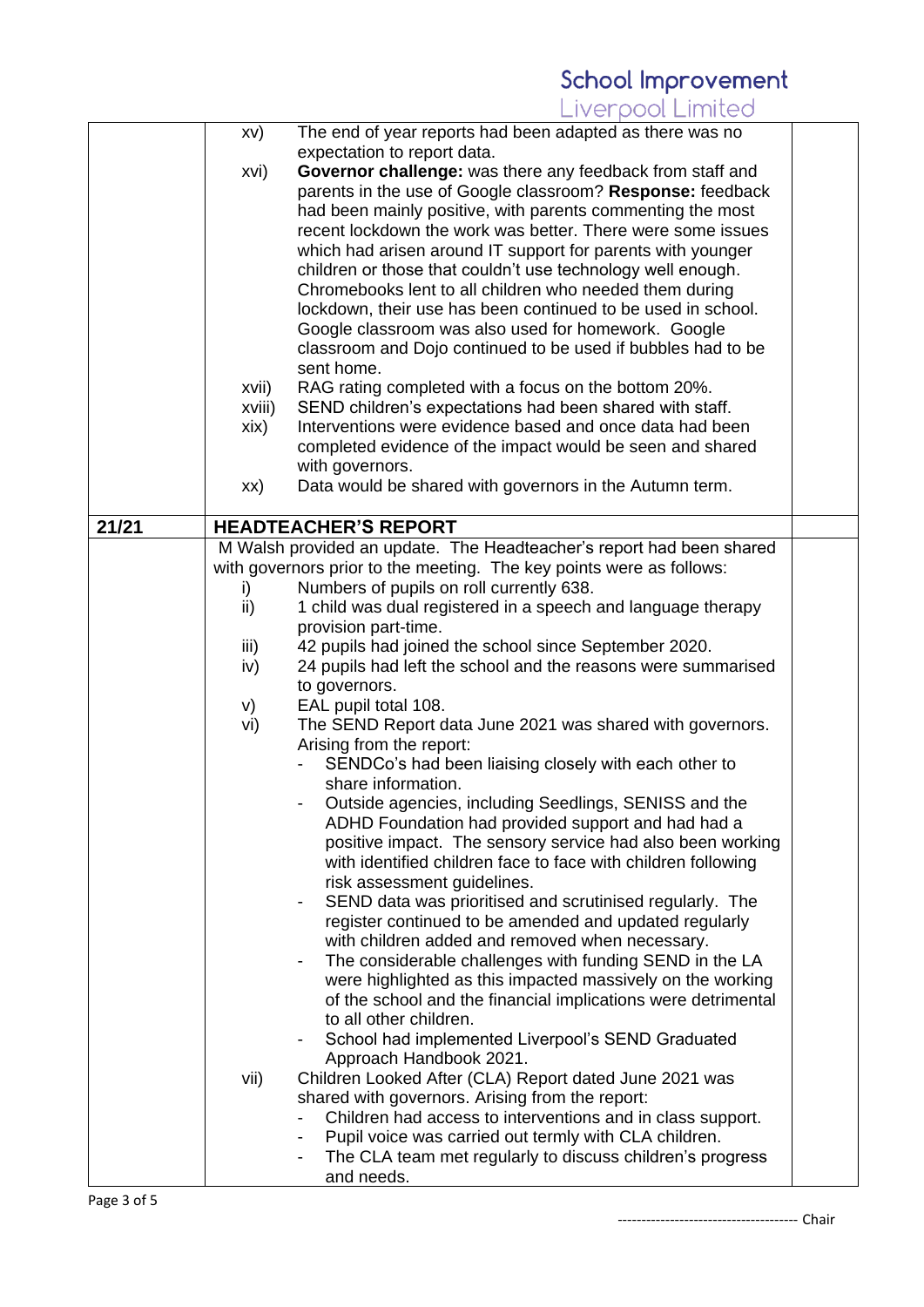| | | |
|---|---|---|
| | xv) The end of year reports had been adapted as there was no expectation to report data.<br>xvi) **Governor challenge:** was there any feedback from staff and parents in the use of Google classroom? **Response:** feedback had been mainly positive, with parents commenting the most recent lockdown the work was better. There were some issues which had arisen around IT support for parents with younger children or those that couldn't use technology well enough. Chromebooks lent to all children who needed them during lockdown, their use has been continued to be used in school. Google classroom was also used for homework. Google classroom and Dojo continued to be used if bubbles had to be sent home.<br>xvii) RAG rating completed with a focus on the bottom 20%.<br>xviii) SEND children's expectations had been shared with staff.<br>xix) Interventions were evidence based and once data had been completed evidence of the impact would be seen and shared with governors.<br>xx) Data would be shared with governors in the Autumn term. | |
| **21/21** | **HEADTEACHER'S REPORT** | |
| | M Walsh provided an update. The Headteacher's report had been shared with governors prior to the meeting. The key points were as follows:<br>i) Numbers of pupils on roll currently 638.<br>ii) 1 child was dual registered in a speech and language therapy provision part-time.<br>iii) 42 pupils had joined the school since September 2020.<br>iv) 24 pupils had left the school and the reasons were summarised to governors.<br>v) EAL pupil total 108.<br>vi) The SEND Report data June 2021 was shared with governors. Arising from the report:<br>- SENDCo's had been liaising closely with each other to share information.<br>- Outside agencies, including Seedlings, SENISS and the ADHD Foundation had provided support and had had a positive impact. The sensory service had also been working with identified children face to face with children following risk assessment guidelines.<br>- SEND data was prioritised and scrutinised regularly. The register continued to be amended and updated regularly with children added and removed when necessary.<br>- The considerable challenges with funding SEND in the LA were highlighted as this impacted massively on the working of the school and the financial implications were detrimental to all other children.<br>- School had implemented Liverpool's SEND Graduated Approach Handbook 2021.<br>vii) Children Looked After (CLA) Report dated June 2021 was shared with governors. Arising from the report:<br>- Children had access to interventions and in class support.<br>- Pupil voice was carried out termly with CLA children.<br>- The CLA team met regularly to discuss children's progress and needs. | |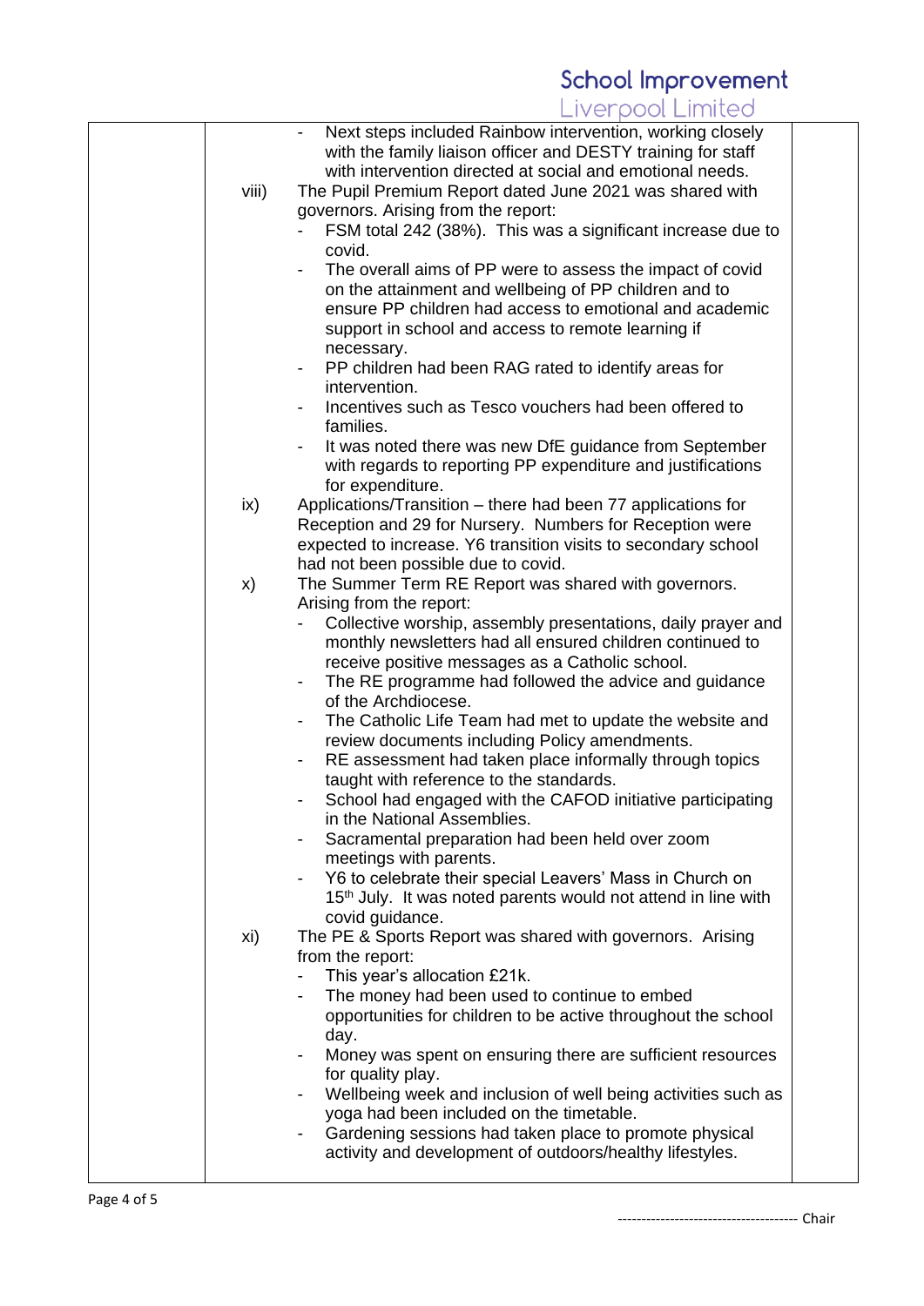- Next steps included Rainbow intervention, working closely with the family liaison officer and DESTY training for staff with intervention directed at social and emotional needs.

viii) The Pupil Premium Report dated June 2021 was shared with governors. Arising from the report:

- FSM total 242 (38%). This was a significant increase due to covid.
- The overall aims of PP were to assess the impact of covid on the attainment and wellbeing of PP children and to ensure PP children had access to emotional and academic support in school and access to remote learning if necessary.
- PP children had been RAG rated to identify areas for intervention.
- Incentives such as Tesco vouchers had been offered to families.
- It was noted there was new DfE guidance from September with regards to reporting PP expenditure and justifications for expenditure.

ix) Applications/Transition – there had been 77 applications for Reception and 29 for Nursery. Numbers for Reception were expected to increase. Y6 transition visits to secondary school had not been possible due to covid.

x) The Summer Term RE Report was shared with governors. Arising from the report:

- Collective worship, assembly presentations, daily prayer and monthly newsletters had all ensured children continued to receive positive messages as a Catholic school.
- The RE programme had followed the advice and guidance of the Archdiocese.
- The Catholic Life Team had met to update the website and review documents including Policy amendments.
- RE assessment had taken place informally through topics taught with reference to the standards.
- School had engaged with the CAFOD initiative participating in the National Assemblies.
- Sacramental preparation had been held over zoom meetings with parents.
- Y6 to celebrate their special Leavers' Mass in Church on 15th July. It was noted parents would not attend in line with covid guidance.

xi) The PE & Sports Report was shared with governors. Arising from the report:

- This year's allocation £21k.
- The money had been used to continue to embed opportunities for children to be active throughout the school day.
- Money was spent on ensuring there are sufficient resources for quality play.
- Wellbeing week and inclusion of well being activities such as yoga had been included on the timetable.
- Gardening sessions had taken place to promote physical activity and development of outdoors/healthy lifestyles.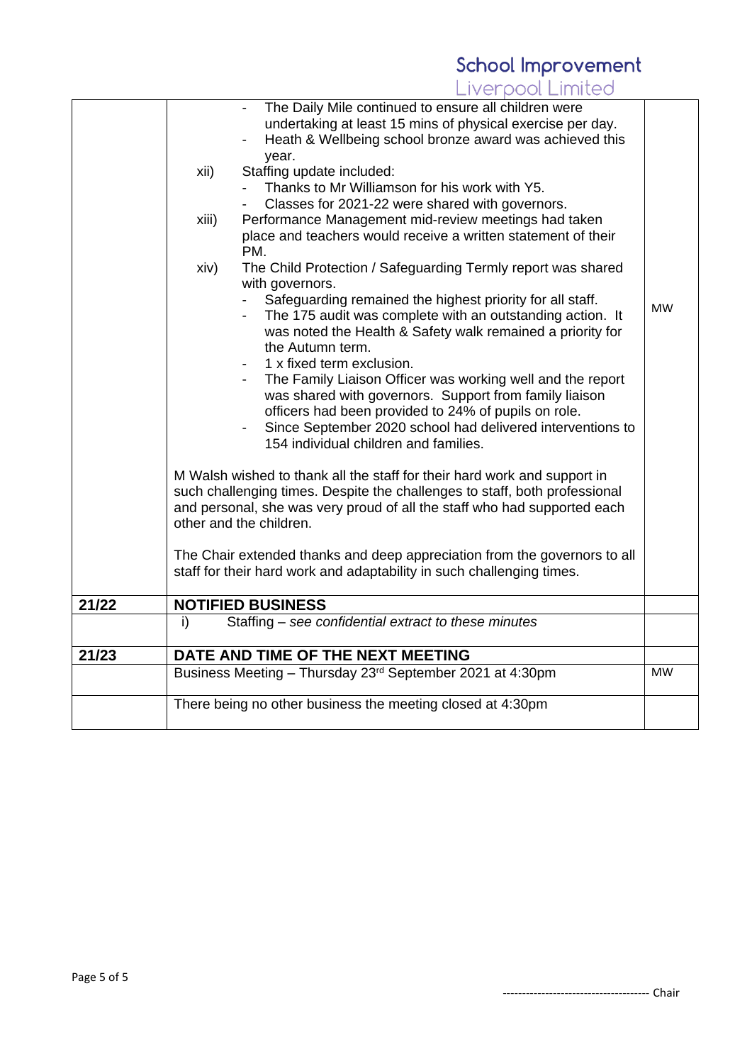| | | |
|---|---|---|
| | - The Daily Mile continued to ensure all children were undertaking at least 15 mins of physical exercise per day.<br>- Heath & Wellbeing school bronze award was achieved this year.<br>xii) Staffing update included:<br>- Thanks to Mr Williamson for his work with Y5.<br>- Classes for 2021-22 were shared with governors.<br>xiii) Performance Management mid-review meetings had taken place and teachers would receive a written statement of their PM.<br>xiv) The Child Protection / Safeguarding Termly report was shared with governors.<br>- Safeguarding remained the highest priority for all staff.<br>- The 175 audit was complete with an outstanding action. It was noted the Health & Safety walk remained a priority for the Autumn term.<br>- 1 x fixed term exclusion.<br>- The Family Liaison Officer was working well and the report was shared with governors. Support from family liaison officers had been provided to 24% of pupils on role.<br>- Since September 2020 school had delivered interventions to 154 individual children and families.<br><br>M Walsh wished to thank all the staff for their hard work and support in such challenging times. Despite the challenges to staff, both professional and personal, she was very proud of all the staff who had supported each other and the children.<br><br>The Chair extended thanks and deep appreciation from the governors to all staff for their hard work and adaptability in such challenging times. | MW |
| **21/22** | **NOTIFIED BUSINESS** | |
| | i) Staffing – *see confidential extract to these minutes* | |
| **21/23** | **DATE AND TIME OF THE NEXT MEETING** | |
| | Business Meeting – Thursday 23rd September 2021 at 4:30pm | MW |
| | There being no other business the meeting closed at 4:30pm | |

-------------------------------------- Chair